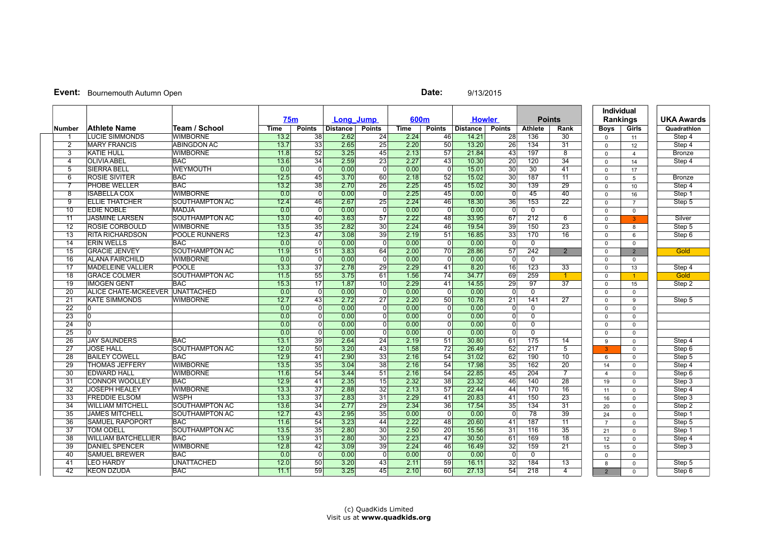**Event:** Bournemouth Autumn Open **Date:** 9/13/2015

| | | | 75m | | Long Jump | | 600m | | Howler | | Points | | Individual Rankings | | UKA Awards |
|---|---|---|---|---|---|---|---|---|---|---|---|---|---|---|---|
| Number | Athlete Name | Team / School | Time | Points | Distance | Points | Time | Points | Distance | Points | Athlete | Rank | Boys | Girls | Quadrathlon |
| 1 | LUCIE SIMMONDS | WIMBORNE | 13.2 | 38 | 2.62 | 24 | 2.24 | 46 | 14.21 | 28 | 136 | 30 | 0 | 11 | Step 4 |
| 2 | MARY FRANCIS | ABINGDON AC | 13.7 | 33 | 2.65 | 25 | 2.20 | 50 | 13.20 | 26 | 134 | 31 | 0 | 12 | Step 4 |
| 3 | KATIE HULL | WIMBORNE | 11.8 | 52 | 3.25 | 45 | 2.13 | 57 | 21.84 | 43 | 197 | 8 | 0 | 4 | Bronze |
| 4 | OLIVIA ABEL | BAC | 13.6 | 34 | 2.59 | 23 | 2.27 | 43 | 10.30 | 20 | 120 | 34 | 0 | 14 | Step 4 |
| 5 | SIERRA BELL | WEYMOUTH | 0.0 | 0 | 0.00 | 0 | 0.00 | 0 | 15.01 | 30 | 30 | 41 | 0 | 17 | |
| 6 | ROSIE SIVITER | BAC | 12.5 | 45 | 3.70 | 60 | 2.18 | 52 | 15.02 | 30 | 187 | 11 | 0 | 5 | Bronze |
| 7 | PHOBE WELLER | BAC | 13.2 | 38 | 2.70 | 26 | 2.25 | 45 | 15.02 | 30 | 139 | 29 | 0 | 10 | Step 4 |
| 8 | ISABELLA COX | WIMBORNE | 0.0 | 0 | 0.00 | 0 | 2.25 | 45 | 0.00 | 0 | 45 | 40 | 0 | 16 | Step 1 |
| 9 | ELLIE THATCHER | SOUTHAMPTON AC | 12.4 | 46 | 2.67 | 25 | 2.24 | 46 | 18.30 | 36 | 153 | 22 | 0 | 7 | Step 5 |
| 10 | EDIE NOBLE | MADJA | 0.0 | 0 | 0.00 | 0 | 0.00 | 0 | 0.00 | 0 | 0 | | 0 | 0 | |
| 11 | JASMINE LARSEN | SOUTHAMPTON AC | 13.0 | 40 | 3.63 | 57 | 2.22 | 48 | 33.95 | 67 | 212 | 6 | 0 | 3 | Silver |
| 12 | ROSIE CORBOULD | WIMBORNE | 13.5 | 35 | 2.82 | 30 | 2.24 | 46 | 19.54 | 39 | 150 | 23 | 0 | 8 | Step 5 |
| 13 | RITA RICHARDSON | POOLE RUNNERS | 12.3 | 47 | 3.08 | 39 | 2.19 | 51 | 16.85 | 33 | 170 | 16 | 0 | 6 | Step 6 |
| 14 | ERIN WELLS | BAC | 0.0 | 0 | 0.00 | 0 | 0.00 | 0 | 0.00 | 0 | 0 | | 0 | 0 | |
| 15 | GRACIE JENVEY | SOUTHAMPTON AC | 11.9 | 51 | 3.83 | 64 | 2.00 | 70 | 28.86 | 57 | 242 | 2 | 0 | 2 | Gold |
| 16 | ALANA FAIRCHILD | WIMBORNE | 0.0 | 0 | 0.00 | 0 | 0.00 | 0 | 0.00 | 0 | 0 | | 0 | 0 | |
| 17 | MADELEINE VALLIER | POOLE | 13.3 | 37 | 2.78 | 29 | 2.29 | 41 | 8.20 | 16 | 123 | 33 | 0 | 13 | Step 4 |
| 18 | GRACE COLMER | SOUTHAMPTON AC | 11.5 | 55 | 3.75 | 61 | 1.56 | 74 | 34.77 | 69 | 259 | 1 | 0 | 1 | Gold |
| 19 | IMOGEN GENT | BAC | 15.3 | 17 | 1.87 | 10 | 2.29 | 41 | 14.55 | 29 | 97 | 37 | 0 | 15 | Step 2 |
| 20 | ALICE CHATE-MCKEEVER | UNATTACHED | 0.0 | 0 | 0.00 | 0 | 0.00 | 0 | 0.00 | 0 | 0 | | 0 | 0 | |
| 21 | KATE SIMMONDS | WIMBORNE | 12.7 | 43 | 2.72 | 27 | 2.20 | 50 | 10.78 | 21 | 141 | 27 | 0 | 9 | Step 5 |
| 22 | 0 | | 0.0 | 0 | 0.00 | 0 | 0.00 | 0 | 0.00 | 0 | 0 | | 0 | 0 | |
| 23 | 0 | | 0.0 | 0 | 0.00 | 0 | 0.00 | 0 | 0.00 | 0 | 0 | | 0 | 0 | |
| 24 | 0 | | 0.0 | 0 | 0.00 | 0 | 0.00 | 0 | 0.00 | 0 | 0 | | 0 | 0 | |
| 25 | 0 | | 0.0 | 0 | 0.00 | 0 | 0.00 | 0 | 0.00 | 0 | 0 | | 0 | 0 | |
| 26 | JAY SAUNDERS | BAC | 13.1 | 39 | 2.64 | 24 | 2.19 | 51 | 30.80 | 61 | 175 | 14 | 9 | 0 | Step 4 |
| 27 | JOSE HALL | SOUTHAMPTON AC | 12.0 | 50 | 3.20 | 43 | 1.58 | 72 | 26.49 | 52 | 217 | 5 | 3 | 0 | Step 6 |
| 28 | BAILEY COWELL | BAC | 12.9 | 41 | 2.90 | 33 | 2.16 | 54 | 31.02 | 62 | 190 | 10 | 6 | 0 | Step 5 |
| 29 | THOMAS JEFFERY | WIMBORNE | 13.5 | 35 | 3.04 | 38 | 2.16 | 54 | 17.98 | 35 | 162 | 20 | 14 | 0 | Step 4 |
| 30 | EDWARD HALL | WIMBORNE | 11.6 | 54 | 3.44 | 51 | 2.16 | 54 | 22.85 | 45 | 204 | 7 | 4 | 0 | Step 6 |
| 31 | CONNOR WOOLLEY | BAC | 12.9 | 41 | 2.35 | 15 | 2.32 | 38 | 23.32 | 46 | 140 | 28 | 19 | 0 | Step 3 |
| 32 | JOSEPH HEALEY | WIMBORNE | 13.3 | 37 | 2.88 | 32 | 2.13 | 57 | 22.44 | 44 | 170 | 16 | 11 | 0 | Step 4 |
| 33 | FREDDIE ELSOM | WSPH | 13.3 | 37 | 2.83 | 31 | 2.29 | 41 | 20.83 | 41 | 150 | 23 | 16 | 0 | Step 3 |
| 34 | WILLIAM MITCHELL | SOUTHAMPTON AC | 13.6 | 34 | 2.77 | 29 | 2.34 | 36 | 17.54 | 35 | 134 | 31 | 20 | 0 | Step 2 |
| 35 | JAMES MITCHELL | SOUTHAMPTON AC | 12.7 | 43 | 2.95 | 35 | 0.00 | 0 | 0.00 | 0 | 78 | 39 | 24 | 0 | Step 1 |
| 36 | SAMUEL RAPOPORT | BAC | 11.6 | 54 | 3.23 | 44 | 2.22 | 48 | 20.60 | 41 | 187 | 11 | 7 | 0 | Step 5 |
| 37 | TOM ODELL | SOUTHAMPTON AC | 13.5 | 35 | 2.80 | 30 | 2.50 | 20 | 15.56 | 31 | 116 | 35 | 21 | 0 | Step 1 |
| 38 | WILLIAM BATCHELLIER | BAC | 13.9 | 31 | 2.80 | 30 | 2.23 | 47 | 30.50 | 61 | 169 | 18 | 12 | 0 | Step 4 |
| 39 | DANIEL SPENCER | WIMBORNE | 12.8 | 42 | 3.09 | 39 | 2.24 | 46 | 16.49 | 32 | 159 | 21 | 15 | 0 | Step 3 |
| 40 | SAMUEL BREWER | BAC | 0.0 | 0 | 0.00 | 0 | 0.00 | 0 | 0.00 | 0 | 0 | | 0 | 0 | |
| 41 | LEO HARDY | UNATTACHED | 12.0 | 50 | 3.20 | 43 | 2.11 | 59 | 16.11 | 32 | 184 | 13 | 8 | 0 | Step 5 |
| 42 | KEON DZUDA | BAC | 11.1 | 59 | 3.25 | 45 | 2.10 | 60 | 27.13 | 54 | 218 | 4 | 2 | 0 | Step 6 |

(c) QuadKids Limited
Visit us at **www.quadkids.org**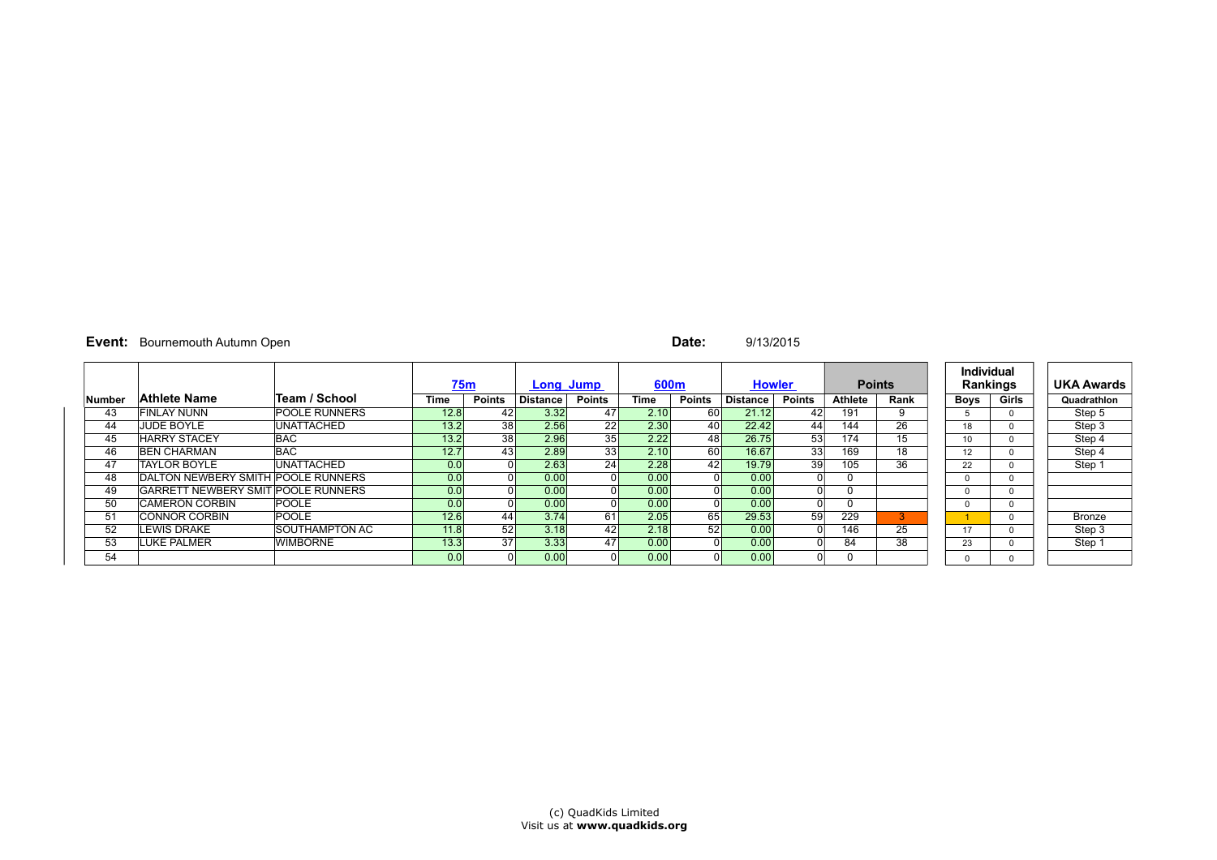**Event:** Bournemouth Autumn Open **Date:** 9/13/2015

| Number | Athlete Name | Team / School | 75m | | Long Jump | | 600m | | Howler | | Points | | Individual Rankings | | UKA Awards |
|---|---|---|---|---|---|---|---|---|---|---|---|---|---|---|---|
| | | | Time | Points | Distance | Points | Time | Points | Distance | Points | Athlete | Rank | Boys | Girls | Quadrathlon |
| 43 | FINLAY NUNN | POOLE RUNNERS | 12.8 | 42 | 3.32 | 47 | 2.10 | 60 | 21.12 | 42 | 191 | 9 | 5 | 0 | Step 5 |
| 44 | JUDE BOYLE | UNATTACHED | 13.2 | 38 | 2.56 | 22 | 2.30 | 40 | 22.42 | 44 | 144 | 26 | 18 | 0 | Step 3 |
| 45 | HARRY STACEY | BAC | 13.2 | 38 | 2.96 | 35 | 2.22 | 48 | 26.75 | 53 | 174 | 15 | 10 | 0 | Step 4 |
| 46 | BEN CHARMAN | BAC | 12.7 | 43 | 2.89 | 33 | 2.10 | 60 | 16.67 | 33 | 169 | 18 | 12 | 0 | Step 4 |
| 47 | TAYLOR BOYLE | UNATTACHED | 0.0 | 0 | 2.63 | 24 | 2.28 | 42 | 19.79 | 39 | 105 | 36 | 22 | 0 | Step 1 |
| 48 | DALTON NEWBERY SMITH | POOLE RUNNERS | 0.0 | 0 | 0.00 | 0 | 0.00 | 0 | 0.00 | 0 | 0 | | 0 | 0 | |
| 49 | GARRETT NEWBERY SMIT | POOLE RUNNERS | 0.0 | 0 | 0.00 | 0 | 0.00 | 0 | 0.00 | 0 | 0 | | 0 | 0 | |
| 50 | CAMERON CORBIN | POOLE | 0.0 | 0 | 0.00 | 0 | 0.00 | 0 | 0.00 | 0 | 0 | | 0 | 0 | |
| 51 | CONNOR CORBIN | POOLE | 12.6 | 44 | 3.74 | 61 | 2.05 | 65 | 29.53 | 59 | 229 | 3 | 1 | 0 | Bronze |
| 52 | LEWIS DRAKE | SOUTHAMPTON AC | 11.8 | 52 | 3.18 | 42 | 2.18 | 52 | 0.00 | 0 | 146 | 25 | 17 | 0 | Step 3 |
| 53 | LUKE PALMER | WIMBORNE | 13.3 | 37 | 3.33 | 47 | 0.00 | 0 | 0.00 | 0 | 84 | 38 | 23 | 0 | Step 1 |
| 54 | | | 0.0 | 0 | 0.00 | 0 | 0.00 | 0 | 0.00 | 0 | 0 | | 0 | 0 | |

(c) QuadKids Limited
Visit us at **www.quadkids.org**